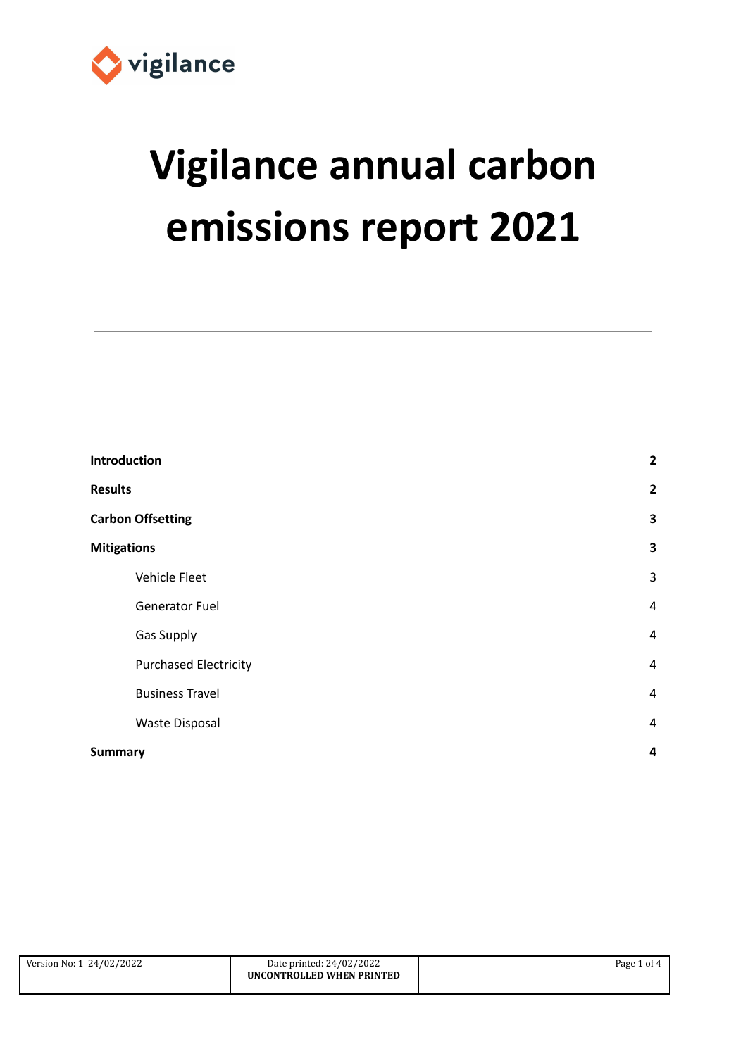vigilance

# Vigilance annual carbon emissions report 2021

---

| | |
|---|---|
| **Introduction** | **2** |
| **Results** | **2** |
| **Carbon Offsetting** | **3** |
| **Mitigations** | **3** |
| Vehicle Fleet | 3 |
| Generator Fuel | 4 |
| Gas Supply | 4 |
| Purchased Electricity | 4 |
| Business Travel | 4 |
| Waste Disposal | 4 |
| **Summary** | **4** |

| Version No: 1 24/02/2022 | Date printed: 24/02/2022 **UNCONTROLLED WHEN PRINTED** | |
|---|---|---|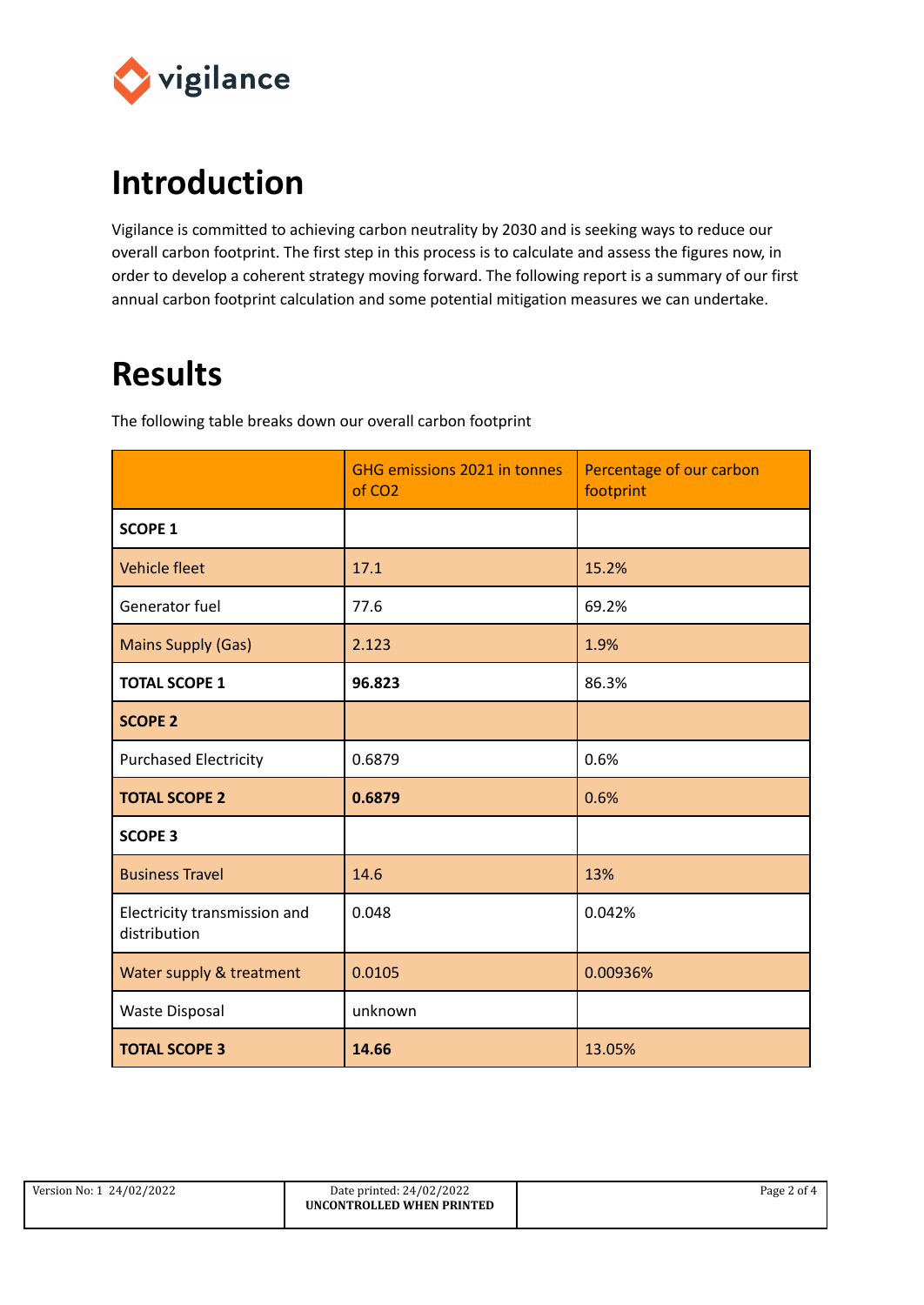# Introduction

Vigilance is committed to achieving carbon neutrality by 2030 and is seeking ways to reduce our overall carbon footprint. The first step in this process is to calculate and assess the figures now, in order to develop a coherent strategy moving forward. The following report is a summary of our first annual carbon footprint calculation and some potential mitigation measures we can undertake.

# Results

The following table breaks down our overall carbon footprint

| | GHG emissions 2021 in tonnes of CO2 | Percentage of our carbon footprint |
|---|---|---|
| **SCOPE 1** | | |
| Vehicle fleet | 17.1 | 15.2% |
| Generator fuel | 77.6 | 69.2% |
| Mains Supply (Gas) | 2.123 | 1.9% |
| **TOTAL SCOPE 1** | **96.823** | 86.3% |
| **SCOPE 2** | | |
| Purchased Electricity | 0.6879 | 0.6% |
| **TOTAL SCOPE 2** | **0.6879** | 0.6% |
| **SCOPE 3** | | |
| Business Travel | 14.6 | 13% |
| Electricity transmission and distribution | 0.048 | 0.042% |
| Water supply & treatment | 0.0105 | 0.00936% |
| Waste Disposal | unknown | |
| **TOTAL SCOPE 3** | **14.66** | 13.05% |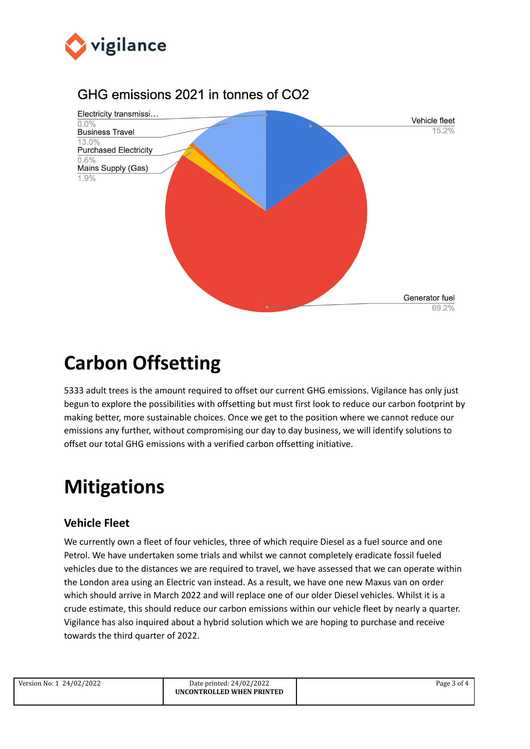GHG emissions 2021 in tonnes of CO2

Electricity transmissi… 0.0%
Business Travel 13.0%
Purchased Electricity 0.6%
Mains Supply (Gas) 1.9%
Vehicle fleet 15.2%
Generator fuel 69.2%

# Carbon Offsetting

5333 adult trees is the amount required to offset our current GHG emissions. Vigilance has only just begun to explore the possibilities with offsetting but must first look to reduce our carbon footprint by making better, more sustainable choices. Once we get to the position where we cannot reduce our emissions any further, without compromising our day to day business, we will identify solutions to offset our total GHG emissions with a verified carbon offsetting initiative.

# Mitigations

## Vehicle Fleet

We currently own a fleet of four vehicles, three of which require Diesel as a fuel source and one Petrol. We have undertaken some trials and whilst we cannot completely eradicate fossil fueled vehicles due to the distances we are required to travel, we have assessed that we can operate within the London area using an Electric van instead. As a result, we have one new Maxus van on order which should arrive in March 2022 and will replace one of our older Diesel vehicles. Whilst it is a crude estimate, this should reduce our carbon emissions within our vehicle fleet by nearly a quarter. Vigilance has also inquired about a hybrid solution which we are hoping to purchase and receive towards the third quarter of 2022.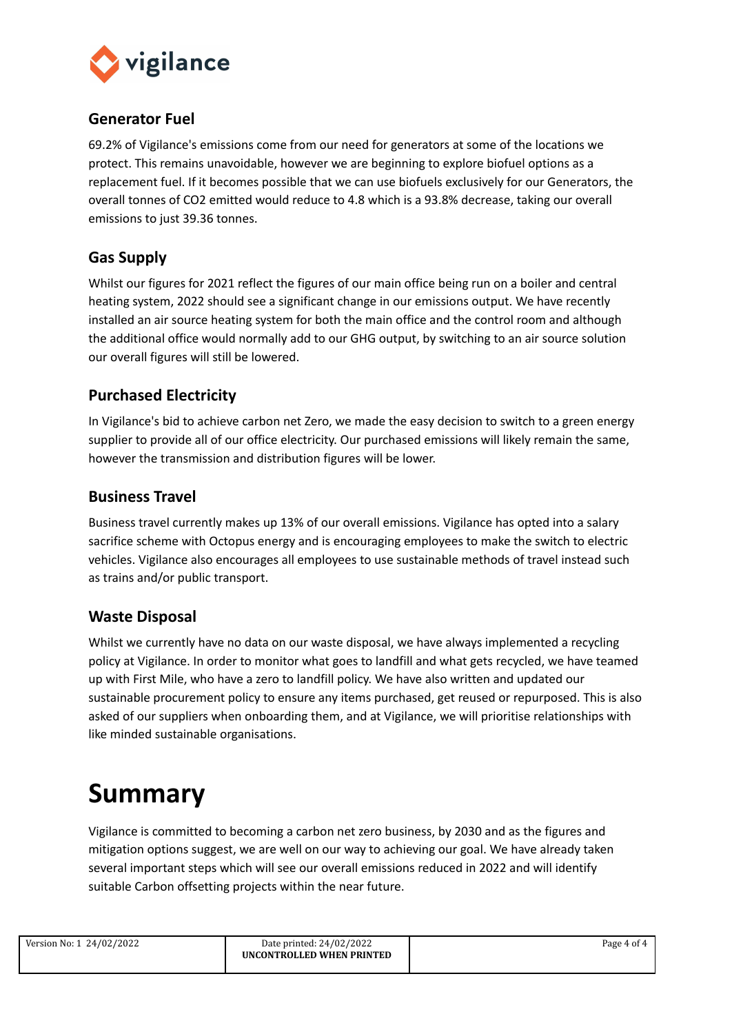## Generator Fuel

69.2% of Vigilance's emissions come from our need for generators at some of the locations we protect. This remains unavoidable, however we are beginning to explore biofuel options as a replacement fuel. If it becomes possible that we can use biofuels exclusively for our Generators, the overall tonnes of $CO_2$ emitted would reduce to 4.8 which is a 93.8% decrease, taking our overall emissions to just 39.36 tonnes.

## Gas Supply

Whilst our figures for 2021 reflect the figures of our main office being run on a boiler and central heating system, 2022 should see a significant change in our emissions output. We have recently installed an air source heating system for both the main office and the control room and although the additional office would normally add to our GHG output, by switching to an air source solution our overall figures will still be lowered.

## Purchased Electricity

In Vigilance's bid to achieve carbon net Zero, we made the easy decision to switch to a green energy supplier to provide all of our office electricity. Our purchased emissions will likely remain the same, however the transmission and distribution figures will be lower.

## Business Travel

Business travel currently makes up 13% of our overall emissions. Vigilance has opted into a salary sacrifice scheme with Octopus energy and is encouraging employees to make the switch to electric vehicles. Vigilance also encourages all employees to use sustainable methods of travel instead such as trains and/or public transport.

## Waste Disposal

Whilst we currently have no data on our waste disposal, we have always implemented a recycling policy at Vigilance. In order to monitor what goes to landfill and what gets recycled, we have teamed up with First Mile, who have a zero to landfill policy. We have also written and updated our sustainable procurement policy to ensure any items purchased, get reused or repurposed. This is also asked of our suppliers when onboarding them, and at Vigilance, we will prioritise relationships with like minded sustainable organisations.

# Summary

Vigilance is committed to becoming a carbon net zero business, by 2030 and as the figures and mitigation options suggest, we are well on our way to achieving our goal. We have already taken several important steps which will see our overall emissions reduced in 2022 and will identify suitable Carbon offsetting projects within the near future.